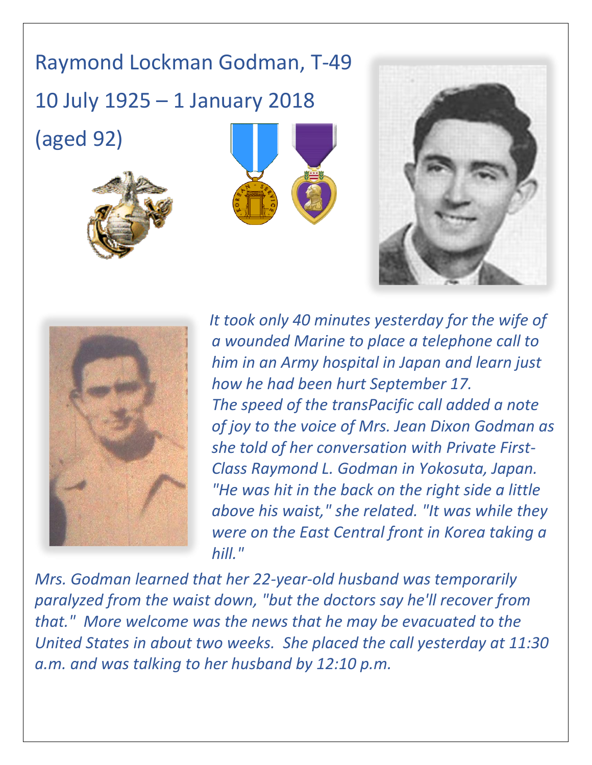# Raymond Lockman Godman, T-49

## 10 July 1925 – 1 January 2018

## (aged 92)

*It took only 40 minutes yesterday for the wife of a wounded Marine to place a telephone call to him in an Army hospital in Japan and learn just how he had been hurt September 17. The speed of the transPacific call added a note of joy to the voice of Mrs. Jean Dixon Godman as she told of her conversation with Private First-Class Raymond L. Godman in Yokosuta, Japan. "He was hit in the back on the right side a little above his waist," she related. "It was while they were on the East Central front in Korea taking a hill."*

*Mrs. Godman learned that her 22-year-old husband was temporarily paralyzed from the waist down, "but the doctors say he'll recover from that." More welcome was the news that he may be evacuated to the United States in about two weeks. She placed the call yesterday at 11:30 a.m. and was talking to her husband by 12:10 p.m.*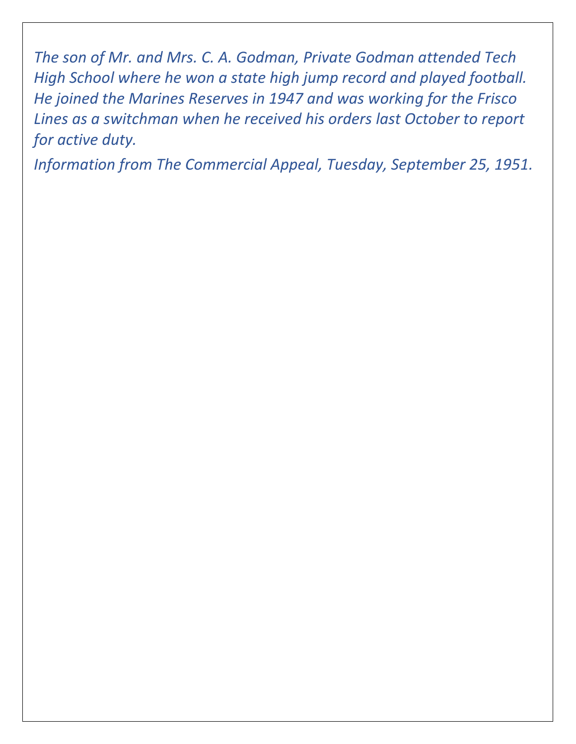*The son of Mr. and Mrs. C. A. Godman, Private Godman attended Tech High School where he won a state high jump record and played football. He joined the Marines Reserves in 1947 and was working for the Frisco Lines as a switchman when he received his orders last October to report for active duty.*

*Information from The Commercial Appeal, Tuesday, September 25, 1951.*